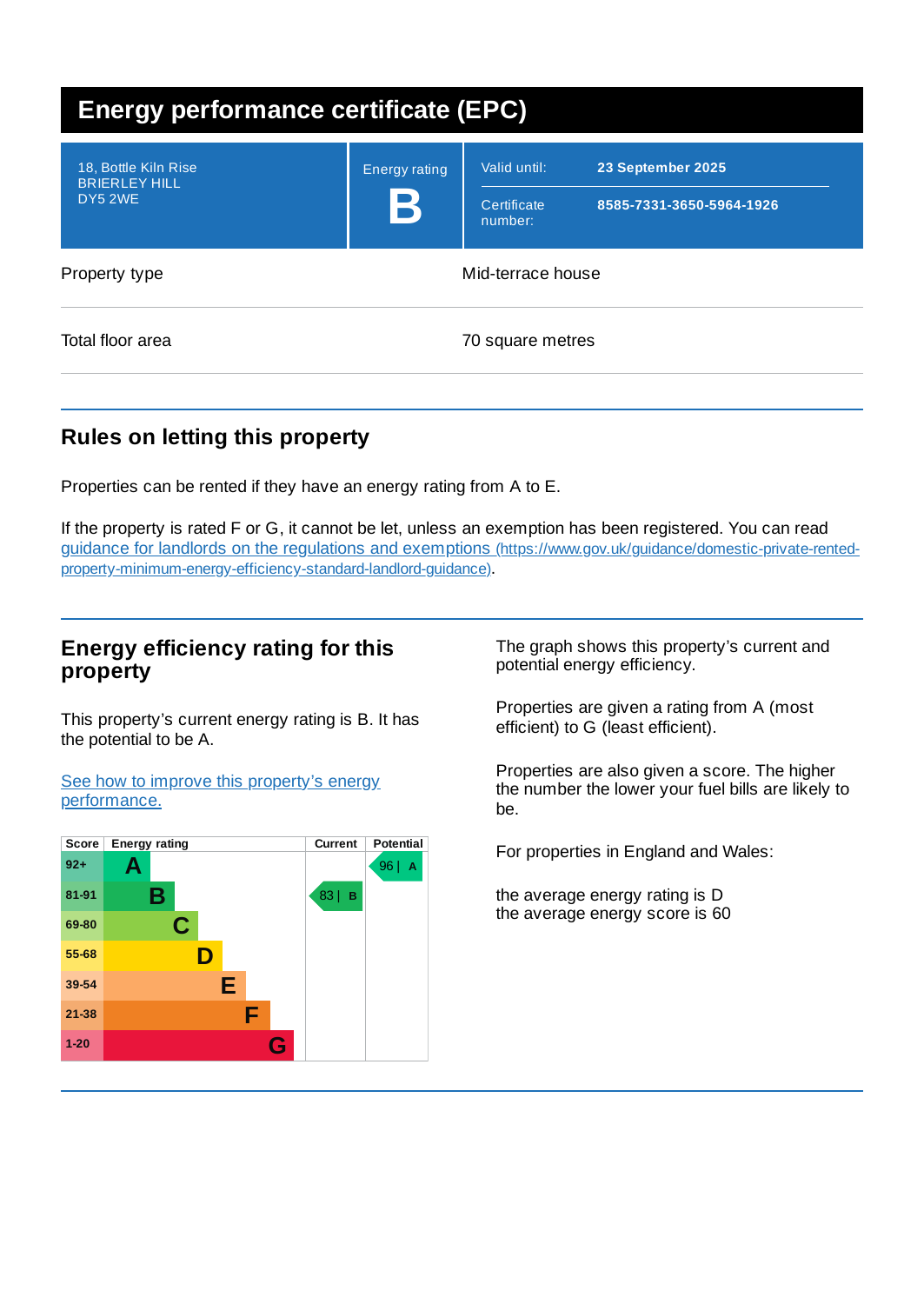# Energy performance certificate (EPC)

| | | | |
|---|---|---|---|
| 18, Bottle Kiln Rise<br>BRIERLEY HILL<br>DY5 2WE | Energy rating<br>**B** | Valid until: | **23 September 2025** |
| | | Certificate number: | **8585-7331-3650-5964-1926** |

| | |
|---|---|
| Property type | Mid-terrace house |
| Total floor area | 70 square metres |

## Rules on letting this property

Properties can be rented if they have an energy rating from A to E.

If the property is rated F or G, it cannot be let, unless an exemption has been registered. You can read guidance for landlords on the regulations and exemptions (https://www.gov.uk/guidance/domestic-private-rented-property-minimum-energy-efficiency-standard-landlord-guidance).

## Energy efficiency rating for this property

This property's current energy rating is B. It has the potential to be A.

See how to improve this property's energy performance.

| Score | Energy rating | Current | Potential |
|---|---|---|---|
| 92+ | A | | 96 \| A |
| 81-91 | B | 83 \| B | |
| 69-80 | C | | |
| 55-68 | D | | |
| 39-54 | E | | |
| 21-38 | F | | |
| 1-20 | G | | |

The graph shows this property's current and potential energy efficiency.

Properties are given a rating from A (most efficient) to G (least efficient).

Properties are also given a score. The higher the number the lower your fuel bills are likely to be.

For properties in England and Wales:

the average energy rating is D
the average energy score is 60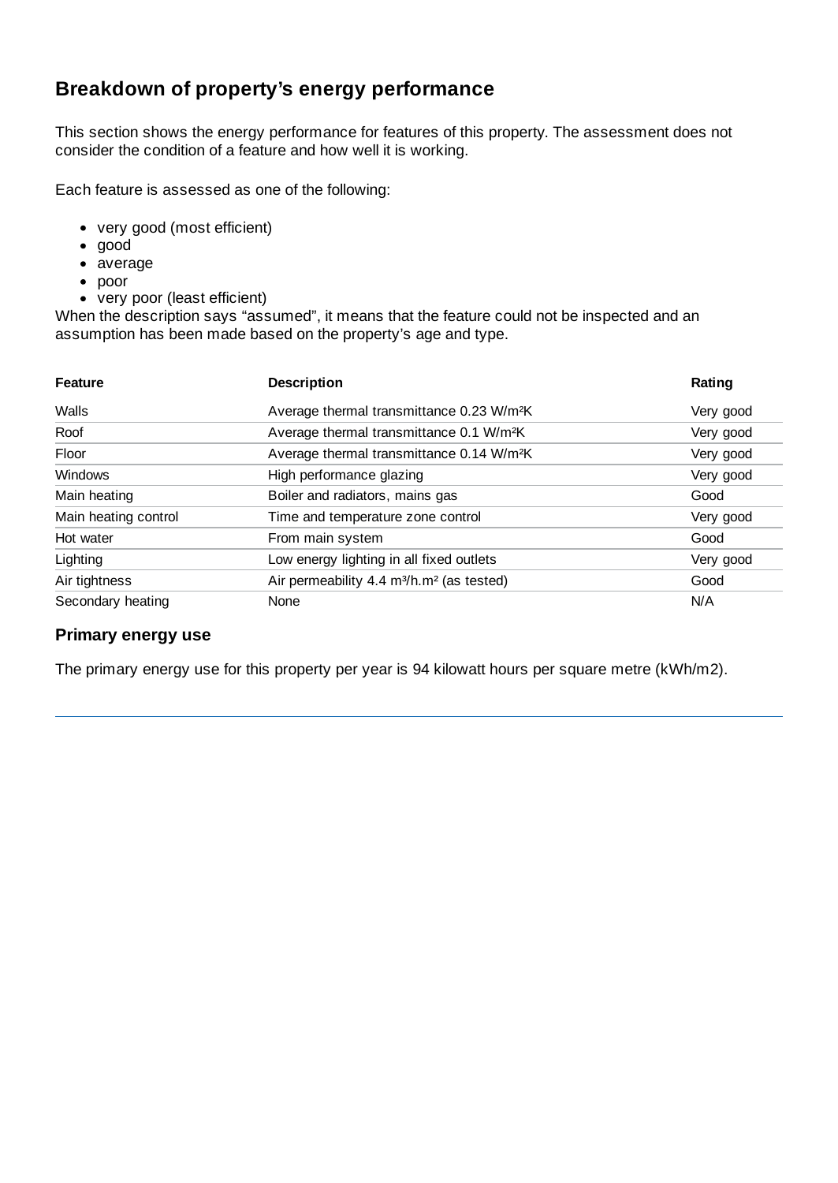## Breakdown of property's energy performance

This section shows the energy performance for features of this property. The assessment does not consider the condition of a feature and how well it is working.

Each feature is assessed as one of the following:

- very good (most efficient)
- good
- average
- poor
- very poor (least efficient)

When the description says "assumed", it means that the feature could not be inspected and an assumption has been made based on the property's age and type.

| Feature | Description | Rating |
|---|---|---|
| Walls | Average thermal transmittance 0.23 $W/m^2K$ | Very good |
| Roof | Average thermal transmittance 0.1 $W/m^2K$ | Very good |
| Floor | Average thermal transmittance 0.14 $W/m^2K$ | Very good |
| Windows | High performance glazing | Very good |
| Main heating | Boiler and radiators, mains gas | Good |
| Main heating control | Time and temperature zone control | Very good |
| Hot water | From main system | Good |
| Lighting | Low energy lighting in all fixed outlets | Very good |
| Air tightness | Air permeability 4.4 $m^3/h.m^2$ (as tested) | Good |
| Secondary heating | None | N/A |

### Primary energy use

The primary energy use for this property per year is 94 kilowatt hours per square metre (kWh/m2).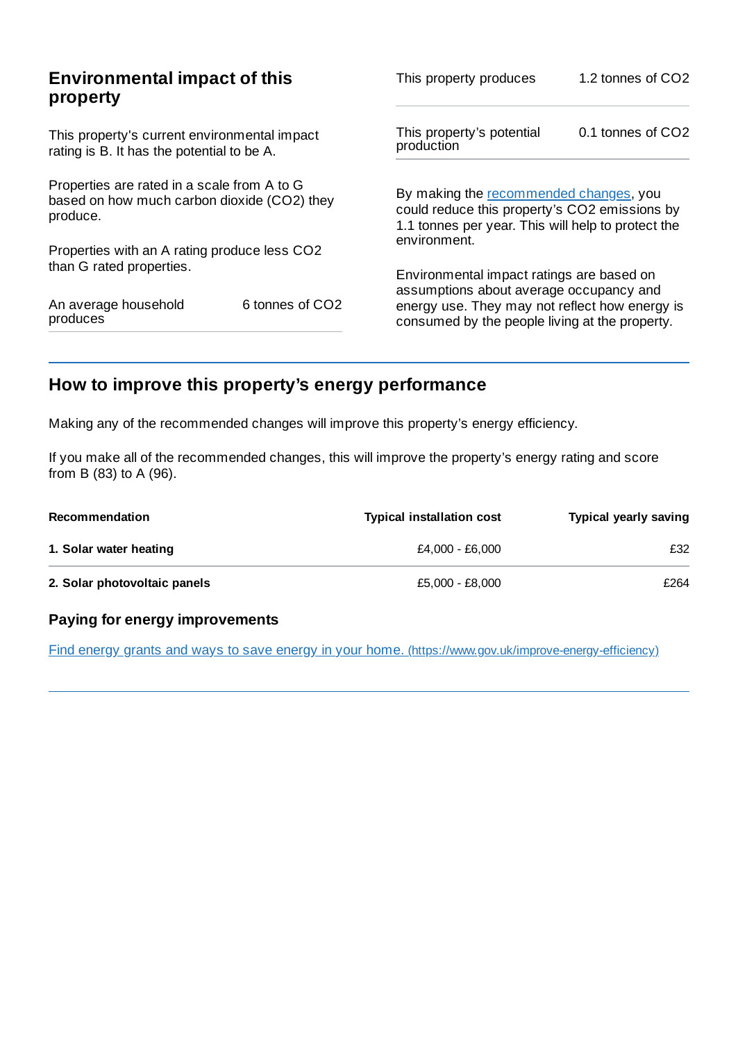## Environmental impact of this property

This property's current environmental impact rating is B. It has the potential to be A.

Properties are rated in a scale from A to G based on how much carbon dioxide ($CO_2$) they produce.

Properties with an A rating produce less $CO_2$ than G rated properties.

| | |
|---|---|
| An average household produces | 6 tonnes of $CO_2$ |

| | |
|---|---|
| This property produces | 1.2 tonnes of $CO_2$ |
| This property’s potential production | 0.1 tonnes of $CO_2$ |

By making the recommended changes, you could reduce this property’s $CO_2$ emissions by 1.1 tonnes per year. This will help to protect the environment.

Environmental impact ratings are based on assumptions about average occupancy and energy use. They may not reflect how energy is consumed by the people living at the property.

## How to improve this property’s energy performance

Making any of the recommended changes will improve this property’s energy efficiency.

If you make all of the recommended changes, this will improve the property’s energy rating and score from B (83) to A (96).

| Recommendation | Typical installation cost | Typical yearly saving |
|---|---|---|
| **1. Solar water heating** | £4,000 - £6,000 | £32 |
| **2. Solar photovoltaic panels** | £5,000 - £8,000 | £264 |

### Paying for energy improvements

Find energy grants and ways to save energy in your home. (https://www.gov.uk/improve-energy-efficiency)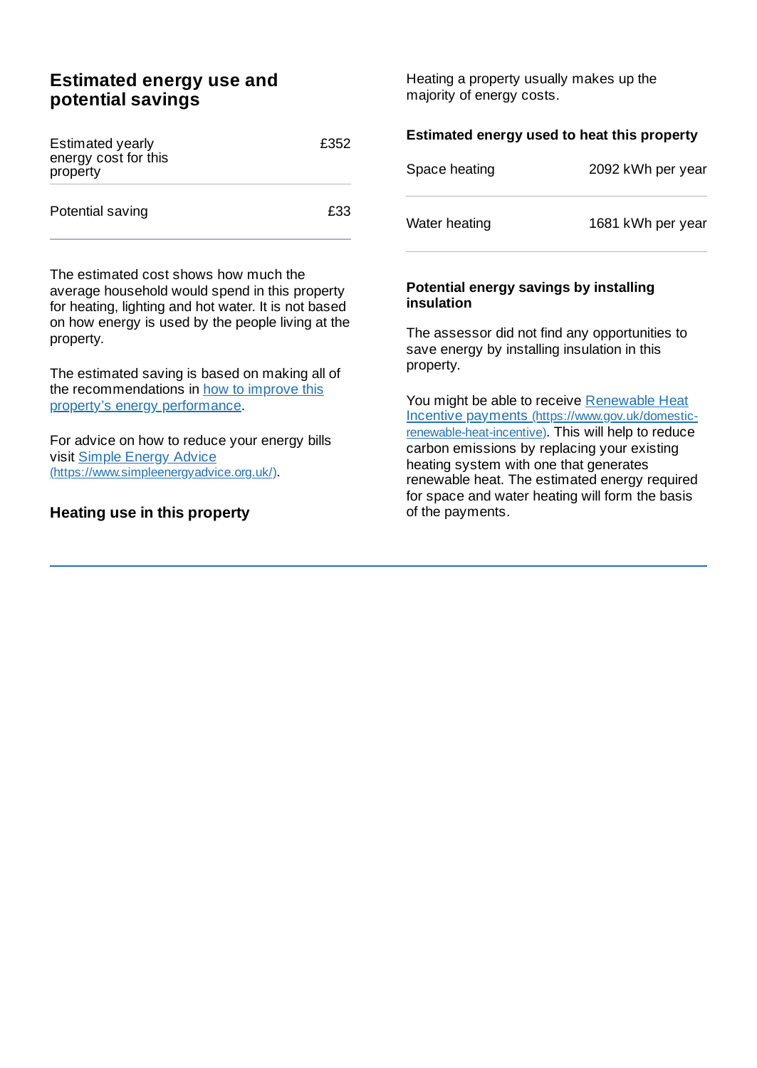## Estimated energy use and potential savings

| Estimated yearly energy cost for this property | £352 |
| --- | --- |
| Potential saving | £33 |

The estimated cost shows how much the average household would spend in this property for heating, lighting and hot water. It is not based on how energy is used by the people living at the property.

The estimated saving is based on making all of the recommendations in how to improve this property's energy performance.

For advice on how to reduce your energy bills visit Simple Energy Advice (https://www.simpleenergyadvice.org.uk/).

## Heating use in this property

Heating a property usually makes up the majority of energy costs.

### Estimated energy used to heat this property

| Space heating | 2092 kWh per year |
| --- | --- |
| Water heating | 1681 kWh per year |

### Potential energy savings by installing insulation

The assessor did not find any opportunities to save energy by installing insulation in this property.

You might be able to receive Renewable Heat Incentive payments (https://www.gov.uk/domestic-renewable-heat-incentive). This will help to reduce carbon emissions by replacing your existing heating system with one that generates renewable heat. The estimated energy required for space and water heating will form the basis of the payments.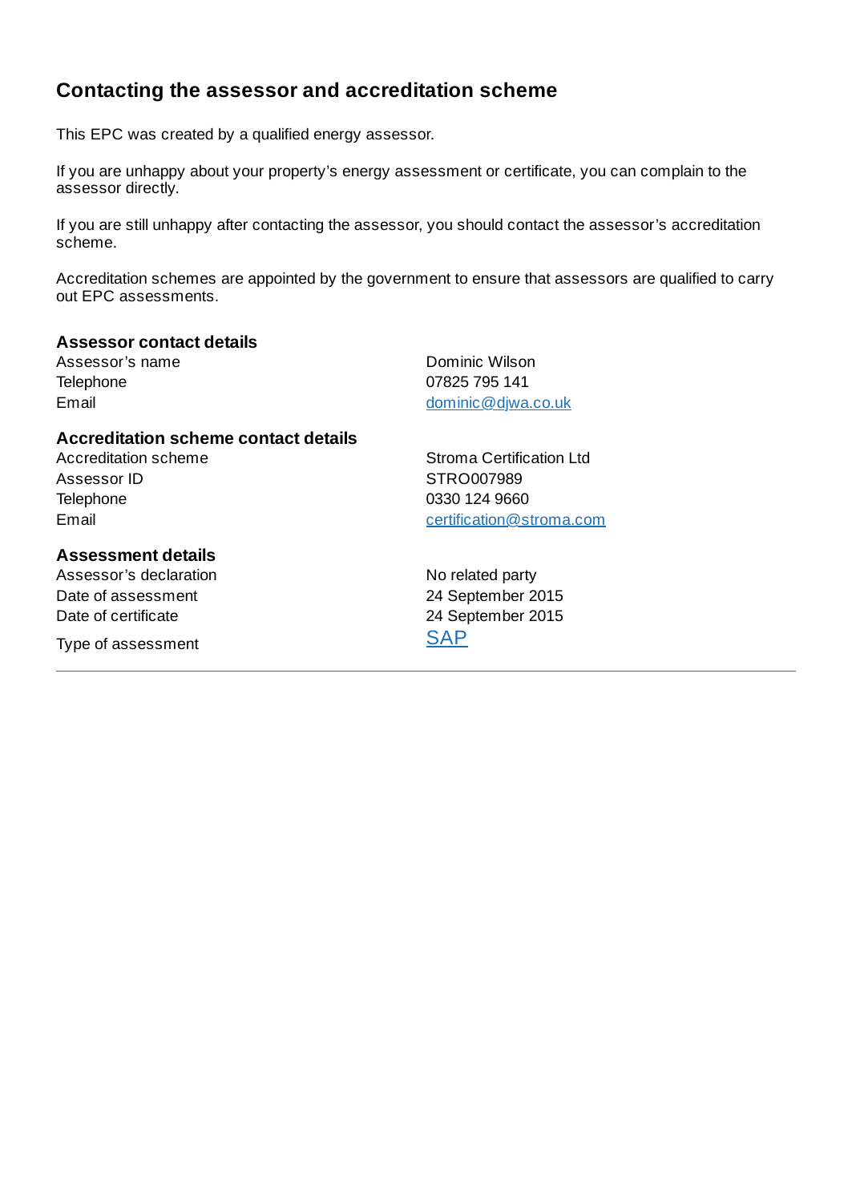## Contacting the assessor and accreditation scheme

This EPC was created by a qualified energy assessor.

If you are unhappy about your property's energy assessment or certificate, you can complain to the assessor directly.

If you are still unhappy after contacting the assessor, you should contact the assessor's accreditation scheme.

Accreditation schemes are appointed by the government to ensure that assessors are qualified to carry out EPC assessments.

### Assessor contact details

| | |
|---|---|
| Assessor's name | Dominic Wilson |
| Telephone | 07825 795 141 |
| Email | dominic@djwa.co.uk |

### Accreditation scheme contact details

| | |
|---|---|
| Accreditation scheme | Stroma Certification Ltd |
| Assessor ID | STRO007989 |
| Telephone | 0330 124 9660 |
| Email | certification@stroma.com |

### Assessment details

| | |
|---|---|
| Assessor's declaration | No related party |
| Date of assessment | 24 September 2015 |
| Date of certificate | 24 September 2015 |
| Type of assessment | SAP |